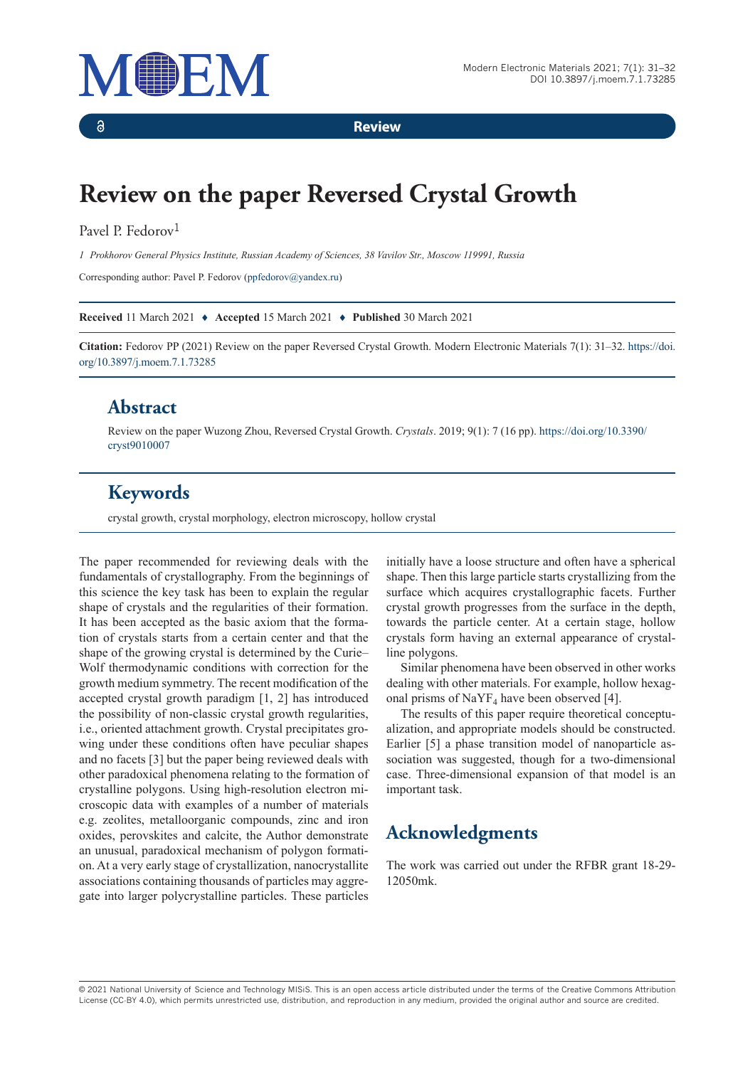Review

# Review on the paper Reversed Crystal Growth

Pavel P. Fedorov[1]

*1 Prokhorov General Physics Institute, Russian Academy of Sciences, 38 Vavilov Str., Moscow 119991, Russia*

Corresponding author: Pavel P. Fedorov (ppfedorov@yandex.ru)

**Received** 11 March 2021 ♦ **Accepted** 15 March 2021 ♦ **Published** 30 March 2021

**Citation:** Fedorov PP (2021) Review on the paper Reversed Crystal Growth. Modern Electronic Materials 7(1): 31–32. https://doi.org/10.3897/j.moem.7.1.73285

## Abstract

Review on the paper Wuzong Zhou, Reversed Crystal Growth. *Crystals*. 2019; 9(1): 7 (16 pp). https://doi.org/10.3390/cryst9010007

## Keywords

crystal growth, crystal morphology, electron microscopy, hollow crystal

The paper recommended for reviewing deals with the fundamentals of crystallography. From the beginnings of this science the key task has been to explain the regular shape of crystals and the regularities of their formation. It has been accepted as the basic axiom that the formation of crystals starts from a certain center and that the shape of the growing crystal is determined by the Curie–Wolf thermodynamic conditions with correction for the growth medium symmetry. The recent modification of the accepted crystal growth paradigm [1, 2] has introduced the possibility of non-classic crystal growth regularities, i.e., oriented attachment growth. Crystal precipitates growing under these conditions often have peculiar shapes and no facets [3] but the paper being reviewed deals with other paradoxical phenomena relating to the formation of crystalline polygons. Using high-resolution electron microscopic data with examples of a number of materials e.g. zeolites, metalloorganic compounds, zinc and iron oxides, perovskites and calcite, the Author demonstrate an unusual, paradoxical mechanism of polygon formation. At a very early stage of crystallization, nanocrystallite associations containing thousands of particles may aggregate into larger polycrystalline particles. These particles initially have a loose structure and often have a spherical shape. Then this large particle starts crystallizing from the surface which acquires crystallographic facets. Further crystal growth progresses from the surface in the depth, towards the particle center. At a certain stage, hollow crystals form having an external appearance of crystalline polygons.

Similar phenomena have been observed in other works dealing with other materials. For example, hollow hexagonal prisms of $NaYF_4$ have been observed [4].

The results of this paper require theoretical conceptualization, and appropriate models should be constructed. Earlier [5] a phase transition model of nanoparticle association was suggested, though for a two-dimensional case. Three-dimensional expansion of that model is an important task.

## Acknowledgments

The work was carried out under the RFBR grant 18-29-12050mk.

© 2021 National University of Science and Technology MISiS. This is an open access article distributed under the terms of the Creative Commons Attribution License (CC-BY 4.0), which permits unrestricted use, distribution, and reproduction in any medium, provided the original author and source are credited.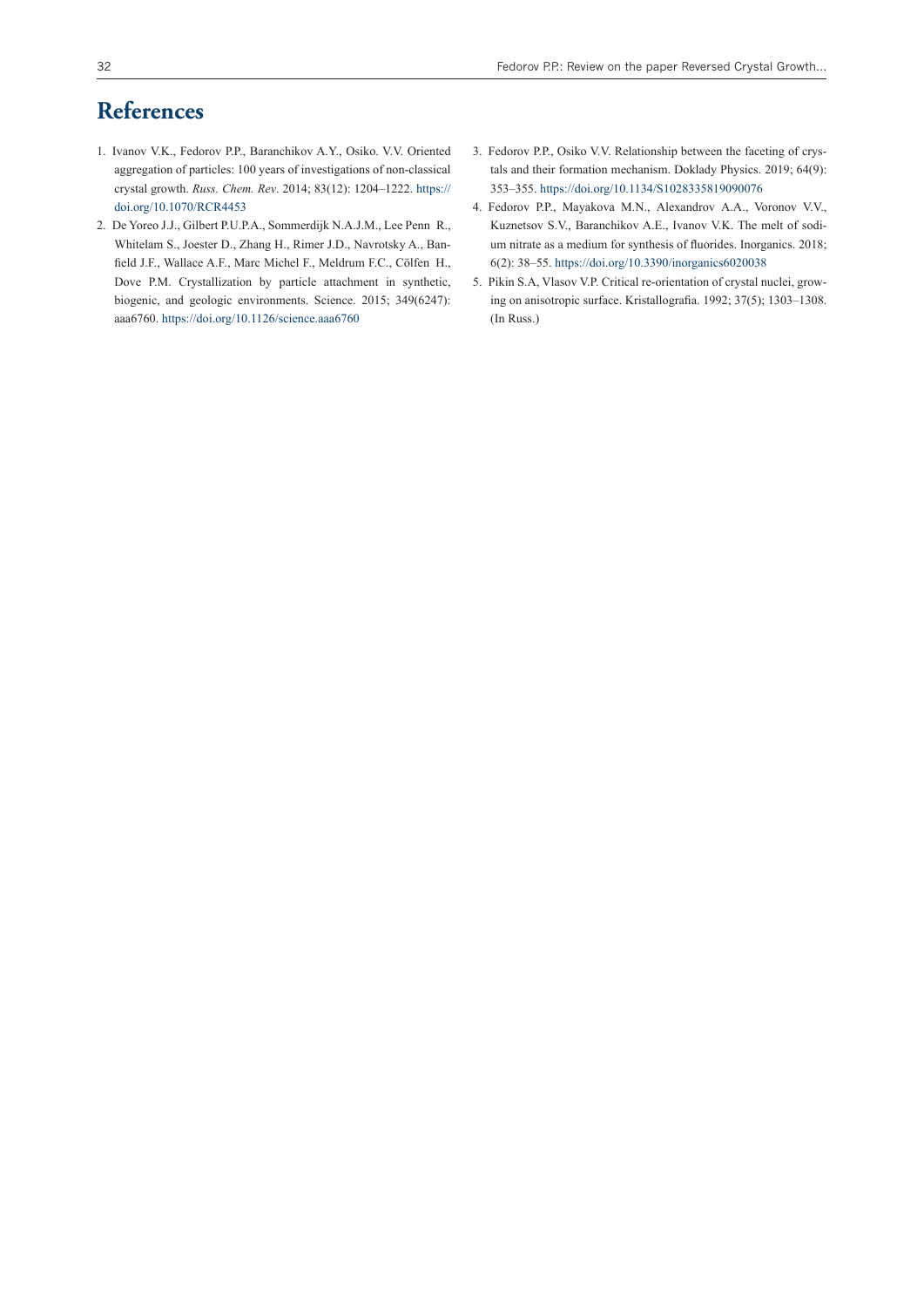# References

1. Ivanov V.K., Fedorov P.P., Baranchikov A.Y., Osiko. V.V. Oriented aggregation of particles: 100 years of investigations of non-classical crystal growth. *Russ. Chem. Rev*. 2014; 83(12): 1204–1222. https://doi.org/10.1070/RCR4453
2. De Yoreo J.J., Gilbert P.U.P.A., Sommerdijk N.A.J.M., Lee Penn R., Whitelam S., Joester D., Zhang H., Rimer J.D., Navrotsky A., Banfield J.F., Wallace A.F., Marc Michel F., Meldrum F.C., Cölfen H., Dove P.M. Crystallization by particle attachment in synthetic, biogenic, and geologic environments. Science. 2015; 349(6247): aaa6760. https://doi.org/10.1126/science.aaa6760
3. Fedorov P.P., Osiko V.V. Relationship between the faceting of crystals and their formation mechanism. Doklady Physics. 2019; 64(9): 353–355. https://doi.org/10.1134/S1028335819090076
4. Fedorov P.P., Mayakova M.N., Alexandrov A.A., Voronov V.V., Kuznetsov S.V., Baranchikov A.E., Ivanov V.K. The melt of sodium nitrate as a medium for synthesis of fluorides. Inorganics. 2018; 6(2): 38–55. https://doi.org/10.3390/inorganics6020038
5. Pikin S.A, Vlasov V.P. Critical re-orientation of crystal nuclei, growing on anisotropic surface. Kristallografia. 1992; 37(5); 1303–1308. (In Russ.)